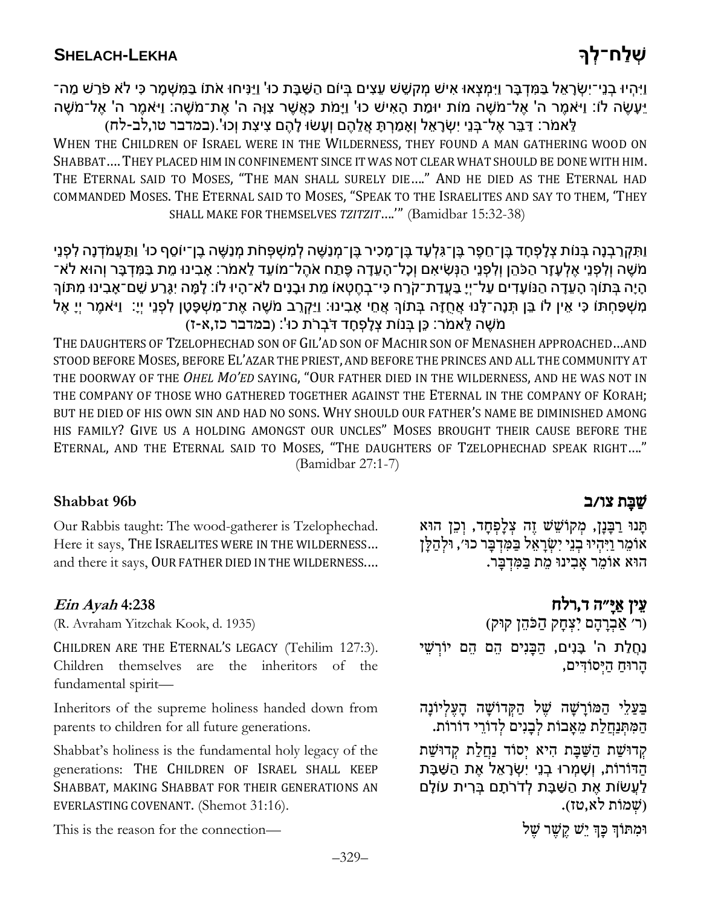## SHELACH-LEKHA שְׁלַח־לְךָ

וַיִּהְיוּ בְנֵי־יִשְׂרָאֵל בַּמִּדְבָּר וַיִּמְצְאוּ אִישׁ מְקֹשֵׁשׁ עֵצִים בְּיוֹם הַשַּׁבָּת כו' וַיַּנִּיחוּ אֹתוֹ בַּמִּשְׁמָר כִּי לֹא פֹרַשׁ מַה־יֵּעָשֶׂה לוֹ: וַיֹּאמֶר ה' אֶל־מֹשֶׁה מוֹת יוּמַת הָאִישׁ כו' וַיָּמֹת כַּאֲשֶׁר צִוָּה ה' אֶת־מֹשֶׁה: וַיֹּאמֶר ה' אֶל־מֹשֶׁה לֵּאמֹר: דַּבֵּר אֶל־בְּנֵי יִשְׂרָאֵל וְאָמַרְתָּ אֲלֵהֶם וְעָשׂוּ לָהֶם צִיצִת וְכוּ'.(במדבר טו,לב-לח)

WHEN THE CHILDREN OF ISRAEL WERE IN THE WILDERNESS, THEY FOUND A MAN GATHERING WOOD ON SHABBAT.... THEY PLACED HIM IN CONFINEMENT SINCE IT WAS NOT CLEAR WHAT SHOULD BE DONE WITH HIM. THE ETERNAL SAID TO MOSES, "THE MAN SHALL SURELY DIE...." AND HE DIED AS THE ETERNAL HAD COMMANDED MOSES. THE ETERNAL SAID TO MOSES, "SPEAK TO THE ISRAELITES AND SAY TO THEM, 'THEY SHALL MAKE FOR THEMSELVES *TZITZIT*....'" (Bamidbar 15:32-38)

וַתִּקְרַבְנָה בְּנוֹת צְלָפְחָד בֶּן־חֵפֶר בֶּן־גִּלְעָד בֶּן־מָכִיר בֶּן־מְנַשֶּׁה לְמִשְׁפְּחֹת מְנַשֶּׁה בֶן־יוֹסֵף כו' וַתַּעֲמֹדְנָה לִפְנֵי מֹשֶׁה וְלִפְנֵי אֶלְעָזָר הַכֹּהֵן וְלִפְנֵי הַנְּשִׂיאִם וְכָל־הָעֵדָה פֶּתַח אֹהֶל־מוֹעֵד לֵאמֹר: אָבִינוּ מֵת בַּמִּדְבָּר וְהוּא לֹא־הָיָה בְּתוֹךְ הָעֵדָה הַנּוֹעָדִים עַל־יְיָ בַּעֲדַת־קֹרַח כִּי־בְחֶטְאוֹ מֵת וּבָנִים לֹא־הָיוּ לוֹ: לָמָּה יִגָּרַע שֵׁם־אָבִינוּ מִתּוֹךְ מִשְׁפַּחְתּוֹ כִּי אֵין לוֹ בֵּן תְּנָה־לָּנוּ אֲחֻזָּה בְּתוֹךְ אֲחֵי אָבִינוּ: וַיַּקְרֵב מֹשֶׁה אֶת־מִשְׁפָּטָן לִפְנֵי יְיָ: וַיֹּאמֶר יְיָ אֶל מֹשֶׁה לֵּאמֹר: כֵּן בְּנוֹת צְלָפְחָד דֹּבְרֹת כו': (במדבר כז,א-ז)

THE DAUGHTERS OF TZELOPHECHAD SON OF GIL'AD SON OF MACHIR SON OF MENASHEH APPROACHED...AND STOOD BEFORE MOSES, BEFORE EL'AZAR THE PRIEST, AND BEFORE THE PRINCES AND ALL THE COMMUNITY AT THE DOORWAY OF THE *OHEL MO'ED* SAYING, "OUR FATHER DIED IN THE WILDERNESS, AND HE WAS NOT IN THE COMPANY OF THOSE WHO GATHERED TOGETHER AGAINST THE ETERNAL IN THE COMPANY OF KORAH; BUT HE DIED OF HIS OWN SIN AND HAD NO SONS. WHY SHOULD OUR FATHER'S NAME BE DIMINISHED AMONG HIS FAMILY? GIVE US A HOLDING AMONGST OUR UNCLES" MOSES BROUGHT THEIR CAUSE BEFORE THE ETERNAL, AND THE ETERNAL SAID TO MOSES, "THE DAUGHTERS OF TZELOPHECHAD SPEAK RIGHT...." (Bamidbar 27:1-7)

### Shabbat 96b — שַׁבָּת צו/ב

תָּנוּ רַבָּנָן, מְקוֹשֵׁשׁ זֶה צְלָפְחָד, וְכֵן הוּא אוֹמֵר וַיִּהְיוּ בְנֵי יִשְׂרָאֵל בַּמִּדְבָּר כו', וּלְהַלָּן הוּא אוֹמֵר אָבִינוּ מֵת בַּמִּדְבָּר.

Our Rabbis taught: The wood-gatherer is Tzelophechad. Here it says, THE ISRAELITES WERE IN THE WILDERNESS... and there it says, OUR FATHER DIED IN THE WILDERNESS....

### *Ein Ayah* 4:238 — עֵין אַיָּ"ה ד,רלח

(R. Avraham Yitzchak Kook, d. 1935) (ר' אַבְרָהָם יִצְחָק הַכֹּהֵן קוּק)

נַחֲלַת ה' בָּנִים, הַבָּנִים הֵם הֵם יוֹרְשֵׁי הָרוּחַ הַיְּסוֹדִים,

CHILDREN ARE THE ETERNAL'S LEGACY (Tehilim 127:3). Children themselves are the inheritors of the fundamental spirit—

בַּעֲלֵי הַמּוֹרָשָׁה שֶׁל הַקְּדוּשָּׁה הָעֶלְיוֹנָה הַמִּתְנַחֶלֶת מֵאָבוֹת לְבָנִים לְדוֹרֵי דוֹרוֹת.

Inheritors of the supreme holiness handed down from parents to children for all future generations.

קְדוּשַּׁת הַשַּׁבָּת הִיא יְסוֹד נַחֲלַת קְדוּשַּׁת הַדּוֹרוֹת, וְשָׁמְרוּ בְנֵי יִשְׂרָאֵל אֶת הַשַּׁבָּת לַעֲשׂוֹת אֶת הַשַּׁבָּת לְדֹרֹתָם בְּרִית עוֹלָם (שְׁמוֹת לא,טז).

Shabbat's holiness is the fundamental holy legacy of the generations: THE CHILDREN OF ISRAEL SHALL KEEP SHABBAT, MAKING SHABBAT FOR THEIR GENERATIONS AN EVERLASTING COVENANT. (Shemot 31:16).

וּמִתּוֹךְ כָּךְ יֵשׁ קֶשֶׁר שֶׁל

This is the reason for the connection—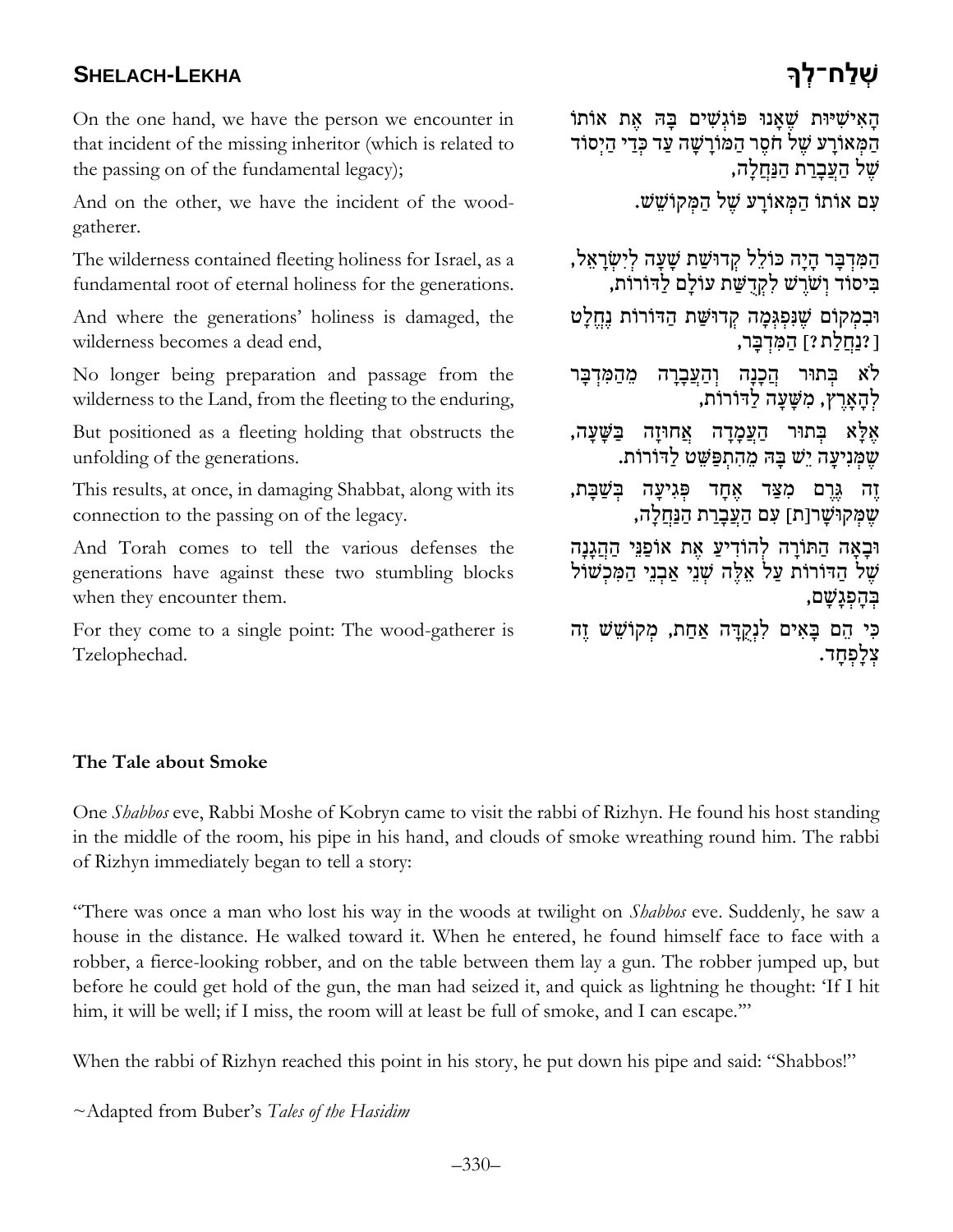# SHELACH-LEKHA

# שְׁלַח־לְךָ

On the one hand, we have the person we encounter in that incident of the missing inheritor (which is related to the passing on of the fundamental legacy);

הָאִישִׁיּוּת שֶׁאָנוּ פּוֹגְשִׁים בָּהּ אֶת אוֹתוֹ הַמְּאוֹרָע שֶׁל חֶסֶר הַמּוֹרָשָׁה עַד כְּדֵי הַיְסוֹד שֶׁל הַעֲבָרַת הַנַּחֲלָה,

And on the other, we have the incident of the wood-gatherer.

עִם אוֹתוֹ הַמְּאוֹרָע שֶׁל הַמְּקוֹשֵׁשׁ.

The wilderness contained fleeting holiness for Israel, as a fundamental root of eternal holiness for the generations.

הַמִּדְבָּר הָיָה כּוֹלֵל קְדוּשַּׁת שָׁעָה לְיִשְׂרָאֵל, בִּיסוֹד וְשֹׁרֶשׁ לִקְדֻשַּׁת עוֹלָם לַדּוֹרוֹת,

And where the generations' holiness is damaged, the wilderness becomes a dead end,

וּבִמְקוֹם שֶׁנִּפְגְּמָה קְדוּשַּׁת הַדּוֹרוֹת נֶחֱלָט [?נַחֲלַת?] הַמִּדְבָּר,

No longer being preparation and passage from the wilderness to the Land, from the fleeting to the enduring,

לֹא בְּתוֹר הֲכָנָה וְהַעֲבָרָה מֵהַמִּדְבָּר לְהָאָרֶץ, מִשָּׁעָה לַדּוֹרוֹת,

But positioned as a fleeting holding that obstructs the unfolding of the generations.

אֶלָּא בְּתוֹר הַעֲמָדָה אֲחוּזָה בְּשָׁעָה, שֶׁמְּנִיעָה יֵשׁ בָּהּ מֵהִתְפַּשֵּׁט לַדּוֹרוֹת.

This results, at once, in damaging Shabbat, along with its connection to the passing on of the legacy.

זֶה גֵּרַם מִצַּד אֶחָד פְּגִיעָה בְּשַׁבָּת, שֶׁמְּקוּשָּׁר[ת] עִם הַעֲבָרַת הַנַּחֲלָה,

And Torah comes to tell the various defenses the generations have against these two stumbling blocks when they encounter them.

וּבָאָה הַתּוֹרָה לְהוֹדִיעַ אֶת אוֹפַנֵּי הַהֲגָנָה שֶׁל הַדּוֹרוֹת עַל אֵלֶּה שְׁנֵי אַבְנֵי הַמִּכְשׁוֹל בְּהִפָּגְשָׁם,

For they come to a single point: The wood-gatherer is Tzelophechad.

כִּי הֵם בָּאִים לִנְקֻדָּה אַחַת, מְקוֹשֵׁשׁ זֶה צְלָפְחָד.

**The Tale about Smoke**

One *Shabbos* eve, Rabbi Moshe of Kobryn came to visit the rabbi of Rizhyn. He found his host standing in the middle of the room, his pipe in his hand, and clouds of smoke wreathing round him. The rabbi of Rizhyn immediately began to tell a story:

"There was once a man who lost his way in the woods at twilight on *Shabbos* eve. Suddenly, he saw a house in the distance. He walked toward it. When he entered, he found himself face to face with a robber, a fierce-looking robber, and on the table between them lay a gun. The robber jumped up, but before he could get hold of the gun, the man had seized it, and quick as lightning he thought: 'If I hit him, it will be well; if I miss, the room will at least be full of smoke, and I can escape.'"

When the rabbi of Rizhyn reached this point in his story, he put down his pipe and said: "Shabbos!"

~Adapted from Buber's *Tales of the Hasidim*